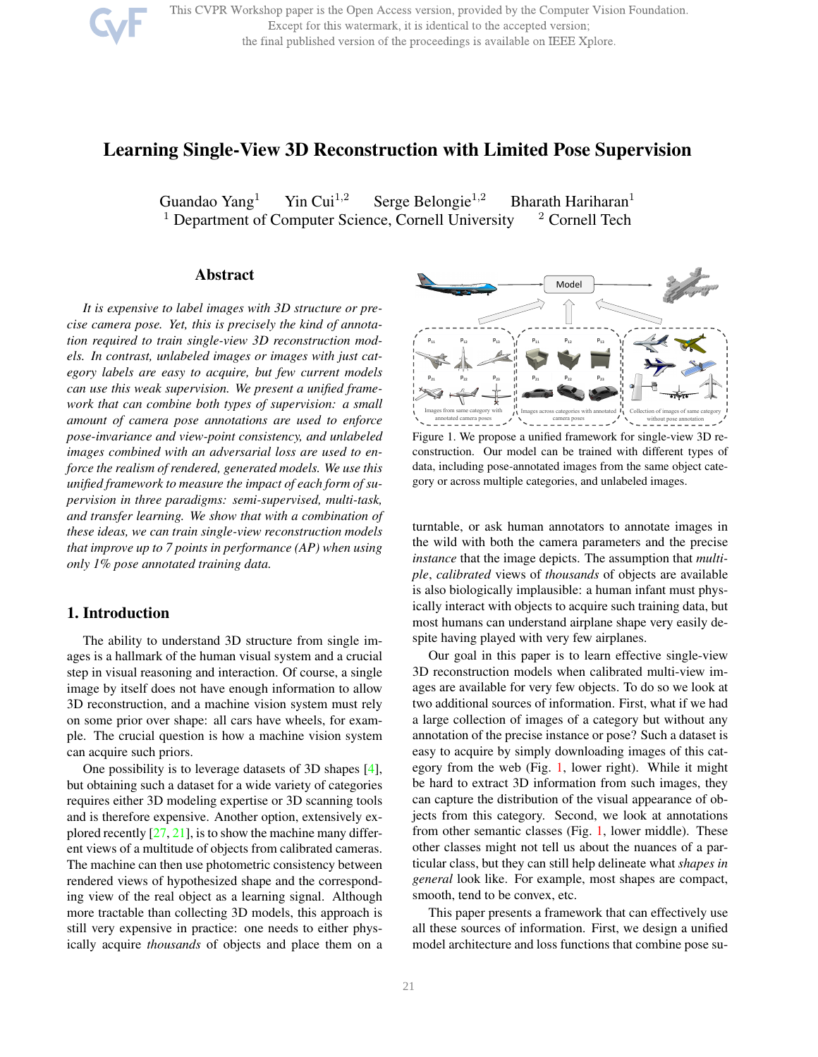# Learning Single-View 3D Reconstruction with Limited Pose Supervision

Guandao Yang[1] Yin Cui[1,2] Serge Belongie[1,2] Bharath Hariharan[1]

[1] Department of Computer Science, Cornell University [2] Cornell Tech

## Abstract

*It is expensive to label images with 3D structure or precise camera pose. Yet, this is precisely the kind of annotation required to train single-view 3D reconstruction models. In contrast, unlabeled images or images with just category labels are easy to acquire, but few current models can use this weak supervision. We present a unified framework that can combine both types of supervision: a small amount of camera pose annotations are used to enforce pose-invariance and view-point consistency, and unlabeled images combined with an adversarial loss are used to enforce the realism of rendered, generated models. We use this unified framework to measure the impact of each form of supervision in three paradigms: semi-supervised, multi-task, and transfer learning. We show that with a combination of these ideas, we can train single-view reconstruction models that improve up to 7 points in performance (AP) when using only 1% pose annotated training data.*

Figure 1. We propose a unified framework for single-view 3D reconstruction. Our model can be trained with different types of data, including pose-annotated images from the same object category or across multiple categories, and unlabeled images.

## 1. Introduction

The ability to understand 3D structure from single images is a hallmark of the human visual system and a crucial step in visual reasoning and interaction. Of course, a single image by itself does not have enough information to allow 3D reconstruction, and a machine vision system must rely on some prior over shape: all cars have wheels, for example. The crucial question is how a machine vision system can acquire such priors.

One possibility is to leverage datasets of 3D shapes [4], but obtaining such a dataset for a wide variety of categories requires either 3D modeling expertise or 3D scanning tools and is therefore expensive. Another option, extensively explored recently [27, 21], is to show the machine many different views of a multitude of objects from calibrated cameras. The machine can then use photometric consistency between rendered views of hypothesized shape and the corresponding view of the real object as a learning signal. Although more tractable than collecting 3D models, this approach is still very expensive in practice: one needs to either physically acquire *thousands* of objects and place them on a turntable, or ask human annotators to annotate images in the wild with both the camera parameters and the precise *instance* that the image depicts. The assumption that *multiple*, *calibrated* views of *thousands* of objects are available is also biologically implausible: a human infant must physically interact with objects to acquire such training data, but most humans can understand airplane shape very easily despite having played with very few airplanes.

Our goal in this paper is to learn effective single-view 3D reconstruction models when calibrated multi-view images are available for very few objects. To do so we look at two additional sources of information. First, what if we had a large collection of images of a category but without any annotation of the precise instance or pose? Such a dataset is easy to acquire by simply downloading images of this category from the web (Fig. 1, lower right). While it might be hard to extract 3D information from such images, they can capture the distribution of the visual appearance of objects from this category. Second, we look at annotations from other semantic classes (Fig. 1, lower middle). These other classes might not tell us about the nuances of a particular class, but they can still help delineate what *shapes in general* look like. For example, most shapes are compact, smooth, tend to be convex, etc.

This paper presents a framework that can effectively use all these sources of information. First, we design a unified model architecture and loss functions that combine pose su-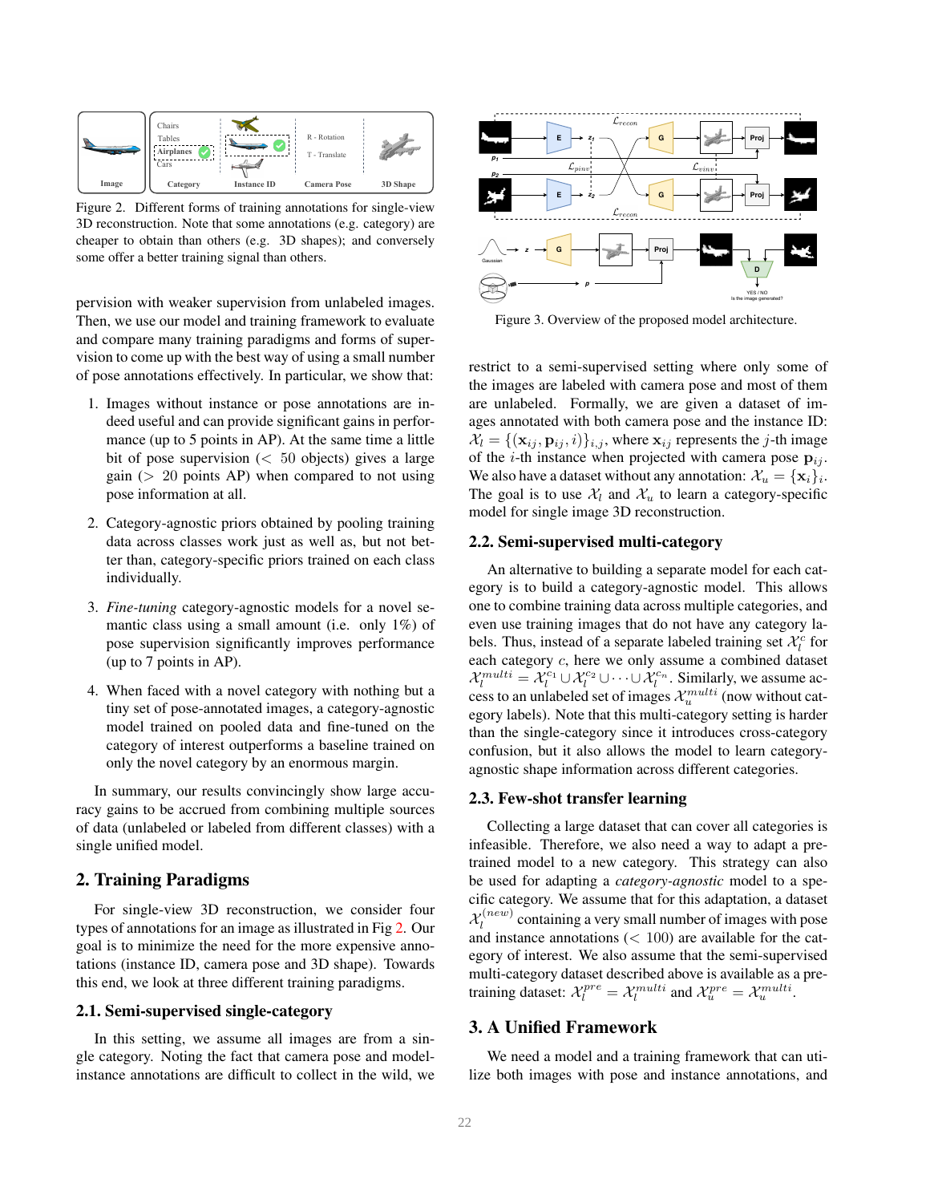Figure 2. Different forms of training annotations for single-view 3D reconstruction. Note that some annotations (e.g. category) are cheaper to obtain than others (e.g. 3D shapes); and conversely some offer a better training signal than others.

pervision with weaker supervision from unlabeled images. Then, we use our model and training framework to evaluate and compare many training paradigms and forms of supervision to come up with the best way of using a small number of pose annotations effectively. In particular, we show that:

1. Images without instance or pose annotations are indeed useful and can provide significant gains in performance (up to 5 points in AP). At the same time a little bit of pose supervision ($< 50$ objects) gives a large gain ($> 20$ points AP) when compared to not using pose information at all.
2. Category-agnostic priors obtained by pooling training data across classes work just as well as, but not better than, category-specific priors trained on each class individually.
3. *Fine-tuning* category-agnostic models for a novel semantic class using a small amount (i.e. only 1%) of pose supervision significantly improves performance (up to 7 points in AP).
4. When faced with a novel category with nothing but a tiny set of pose-annotated images, a category-agnostic model trained on pooled data and fine-tuned on the category of interest outperforms a baseline trained on only the novel category by an enormous margin.

In summary, our results convincingly show large accuracy gains to be accrued from combining multiple sources of data (unlabeled or labeled from different classes) with a single unified model.

## 2. Training Paradigms

For single-view 3D reconstruction, we consider four types of annotations for an image as illustrated in Fig 2. Our goal is to minimize the need for the more expensive annotations (instance ID, camera pose and 3D shape). Towards this end, we look at three different training paradigms.

### 2.1. Semi-supervised single-category

In this setting, we assume all images are from a single category. Noting the fact that camera pose and model-instance annotations are difficult to collect in the wild, we restrict to a semi-supervised setting where only some of the images are labeled with camera pose and most of them are unlabeled. Formally, we are given a dataset of images annotated with both camera pose and the instance ID: $\mathcal{X}_l = \{(\mathbf{x}_{ij}, \mathbf{p}_{ij}, i)\}_{i,j}$, where $\mathbf{x}_{ij}$ represents the $j$-th image of the $i$-th instance when projected with camera pose $\mathbf{p}_{ij}$. We also have a dataset without any annotation: $\mathcal{X}_u = \{\mathbf{x}_i\}_i$. The goal is to use $\mathcal{X}_l$ and $\mathcal{X}_u$ to learn a category-specific model for single image 3D reconstruction.

Figure 3. Overview of the proposed model architecture.

### 2.2. Semi-supervised multi-category

An alternative to building a separate model for each category is to build a category-agnostic model. This allows one to combine training data across multiple categories, and even use training images that do not have any category labels. Thus, instead of a separate labeled training set $\mathcal{X}_l^c$ for each category $c$, here we only assume a combined dataset $\mathcal{X}_l^{multi} = \mathcal{X}_l^{c_1} \cup \mathcal{X}_l^{c_2} \cup \cdots \cup \mathcal{X}_l^{c_n}$. Similarly, we assume access to an unlabeled set of images $\mathcal{X}_u^{multi}$ (now without category labels). Note that this multi-category setting is harder than the single-category since it introduces cross-category confusion, but it also allows the model to learn category-agnostic shape information across different categories.

### 2.3. Few-shot transfer learning

Collecting a large dataset that can cover all categories is infeasible. Therefore, we also need a way to adapt a pre-trained model to a new category. This strategy can also be used for adapting a *category-agnostic* model to a specific category. We assume that for this adaptation, a dataset $\mathcal{X}_l^{(new)}$ containing a very small number of images with pose and instance annotations ($< 100$) are available for the category of interest. We also assume that the semi-supervised multi-category dataset described above is available as a pre-training dataset: $\mathcal{X}_l^{pre} = \mathcal{X}_l^{multi}$ and $\mathcal{X}_u^{pre} = \mathcal{X}_u^{multi}$.

## 3. A Unified Framework

We need a model and a training framework that can utilize both images with pose and instance annotations, and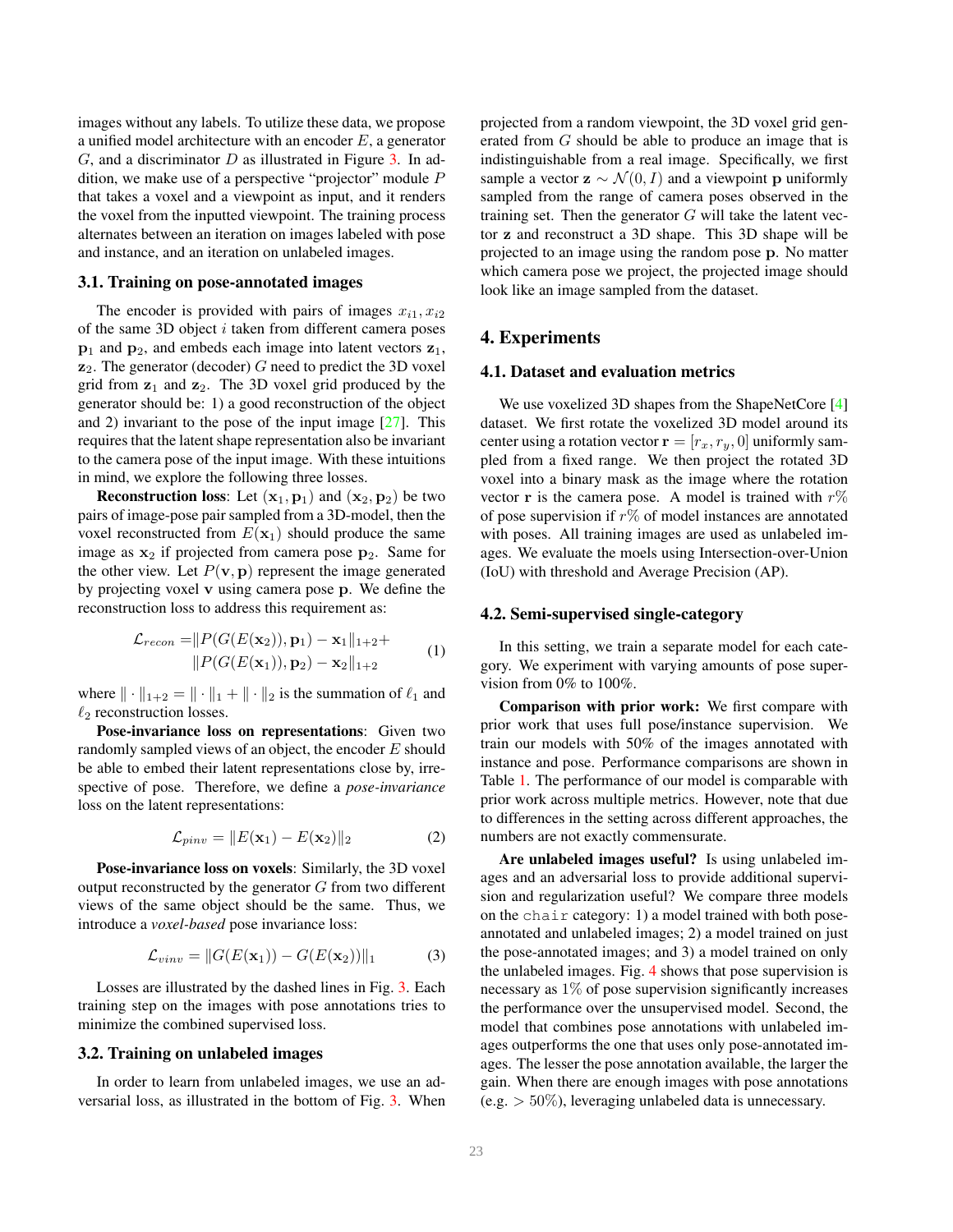images without any labels. To utilize these data, we propose a unified model architecture with an encoder $E$, a generator $G$, and a discriminator $D$ as illustrated in Figure 3. In addition, we make use of a perspective "projector" module $P$ that takes a voxel and a viewpoint as input, and it renders the voxel from the inputted viewpoint. The training process alternates between an iteration on images labeled with pose and instance, and an iteration on unlabeled images.

### 3.1. Training on pose-annotated images

The encoder is provided with pairs of images $x_{i1}, x_{i2}$ of the same 3D object $i$ taken from different camera poses $\mathbf{p}_1$ and $\mathbf{p}_2$, and embeds each image into latent vectors $\mathbf{z}_1$, $\mathbf{z}_2$. The generator (decoder) $G$ need to predict the 3D voxel grid from $\mathbf{z}_1$ and $\mathbf{z}_2$. The 3D voxel grid produced by the generator should be: 1) a good reconstruction of the object and 2) invariant to the pose of the input image [27]. This requires that the latent shape representation also be invariant to the camera pose of the input image. With these intuitions in mind, we explore the following three losses.

**Reconstruction loss**: Let $(\mathbf{x}_1, \mathbf{p}_1)$ and $(\mathbf{x}_2, \mathbf{p}_2)$ be two pairs of image-pose pair sampled from a 3D-model, then the voxel reconstructed from $E(\mathbf{x}_1)$ should produce the same image as $\mathbf{x}_2$ if projected from camera pose $\mathbf{p}_2$. Same for the other view. Let $P(\mathbf{v}, \mathbf{p})$ represent the image generated by projecting voxel $\mathbf{v}$ using camera pose $\mathbf{p}$. We define the reconstruction loss to address this requirement as:

$$
\begin{aligned}
\mathcal{L}_{recon} =& \|P(G(E(\mathbf{x}_2)), \mathbf{p}_1) - \mathbf{x}_1\|_{1+2} + \\
& \|P(G(E(\mathbf{x}_1)), \mathbf{p}_2) - \mathbf{x}_2\|_{1+2}
\end{aligned}
\tag{1}
$$

where $\|\cdot\|_{1+2} = \|\cdot\|_1 + \|\cdot\|_2$ is the summation of $\ell_1$ and $\ell_2$ reconstruction losses.

**Pose-invariance loss on representations**: Given two randomly sampled views of an object, the encoder $E$ should be able to embed their latent representations close by, irrespective of pose. Therefore, we define a *pose-invariance* loss on the latent representations:

$$
\mathcal{L}_{pinv} = \|E(\mathbf{x}_1) - E(\mathbf{x}_2)\|_2 \tag{2}
$$

**Pose-invariance loss on voxels**: Similarly, the 3D voxel output reconstructed by the generator $G$ from two different views of the same object should be the same. Thus, we introduce a *voxel-based* pose invariance loss:

$$
\mathcal{L}_{vinv} = \|G(E(\mathbf{x}_1)) - G(E(\mathbf{x}_2))\|_1 \tag{3}
$$

Losses are illustrated by the dashed lines in Fig. 3. Each training step on the images with pose annotations tries to minimize the combined supervised loss.

### 3.2. Training on unlabeled images

In order to learn from unlabeled images, we use an adversarial loss, as illustrated in the bottom of Fig. 3. When projected from a random viewpoint, the 3D voxel grid generated from $G$ should be able to produce an image that is indistinguishable from a real image. Specifically, we first sample a vector $\mathbf{z} \sim \mathcal{N}(0, I)$ and a viewpoint $\mathbf{p}$ uniformly sampled from the range of camera poses observed in the training set. Then the generator $G$ will take the latent vector $\mathbf{z}$ and reconstruct a 3D shape. This 3D shape will be projected to an image using the random pose $\mathbf{p}$. No matter which camera pose we project, the projected image should look like an image sampled from the dataset.

## 4. Experiments

### 4.1. Dataset and evaluation metrics

We use voxelized 3D shapes from the ShapeNetCore [4] dataset. We first rotate the voxelized 3D model around its center using a rotation vector $\mathbf{r} = [r_x, r_y, 0]$ uniformly sampled from a fixed range. We then project the rotated 3D voxel into a binary mask as the image where the rotation vector $\mathbf{r}$ is the camera pose. A model is trained with $r\%$ of pose supervision if $r\%$ of model instances are annotated with poses. All training images are used as unlabeled images. We evaluate the moels using Intersection-over-Union (IoU) with threshold and Average Precision (AP).

### 4.2. Semi-supervised single-category

In this setting, we train a separate model for each category. We experiment with varying amounts of pose supervision from 0% to 100%.

**Comparison with prior work:** We first compare with prior work that uses full pose/instance supervision. We train our models with 50% of the images annotated with instance and pose. Performance comparisons are shown in Table 1. The performance of our model is comparable with prior work across multiple metrics. However, note that due to differences in the setting across different approaches, the numbers are not exactly commensurate.

**Are unlabeled images useful?** Is using unlabeled images and an adversarial loss to provide additional supervision and regularization useful? We compare three models on the `chair` category: 1) a model trained with both pose-annotated and unlabeled images; 2) a model trained on just the pose-annotated images; and 3) a model trained on only the unlabeled images. Fig. 4 shows that pose supervision is necessary as $1\%$ of pose supervision significantly increases the performance over the unsupervised model. Second, the model that combines pose annotations with unlabeled images outperforms the one that uses only pose-annotated images. The lesser the pose annotation available, the larger the gain. When there are enough images with pose annotations (e.g. $> 50\%$), leveraging unlabeled data is unnecessary.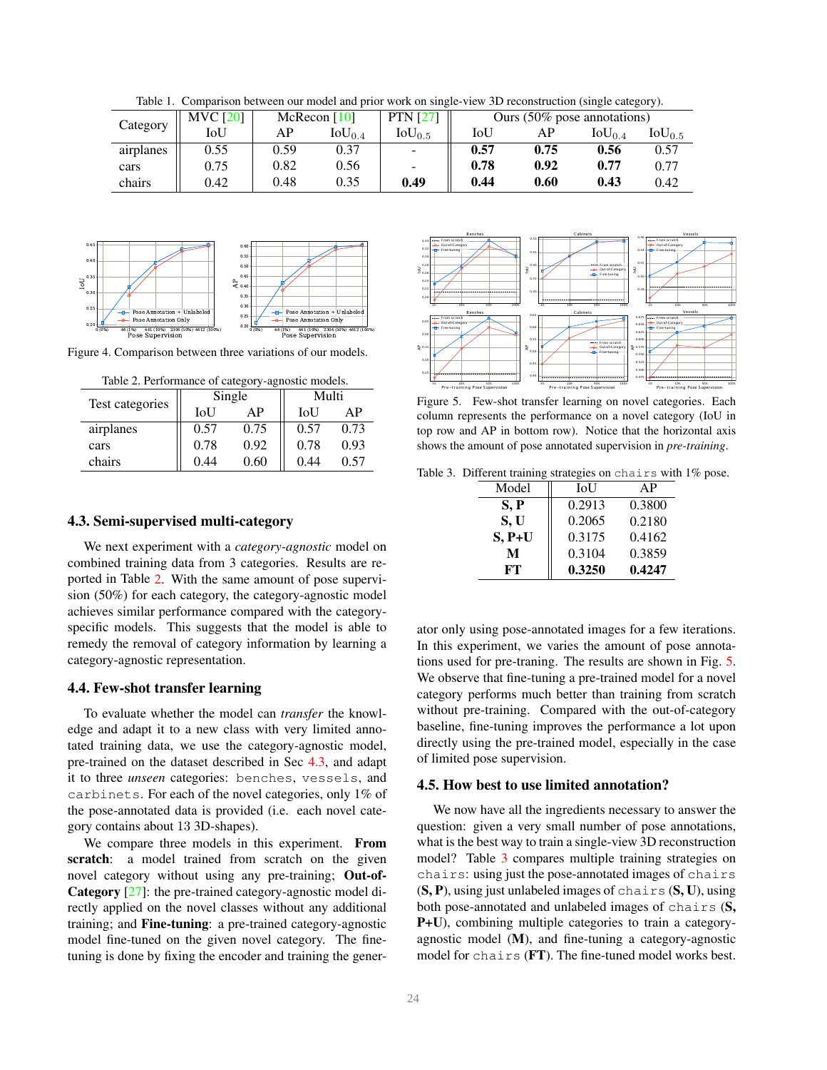Table 1. Comparison between our model and prior work on single-view 3D reconstruction (single category).

| Category | MVC [20] | McRecon [10] | | PTN [27] | Ours (50% pose annotations) | | | |
|---|---|---|---|---|---|---|---|---|
| | IoU | AP | $\text{IoU}_{0.4}$ | $\text{IoU}_{0.5}$ | IoU | AP | $\text{IoU}_{0.4}$ | $\text{IoU}_{0.5}$ |
| airplanes | 0.55 | 0.59 | 0.37 | - | **0.57** | **0.75** | **0.56** | 0.57 |
| cars | 0.75 | 0.82 | 0.56 | - | **0.78** | **0.92** | **0.77** | 0.77 |
| chairs | 0.42 | 0.48 | 0.35 | **0.49** | **0.44** | **0.60** | **0.43** | 0.42 |

Figure 4. Comparison between three variations of our models.

Table 2. Performance of category-agnostic models.

| Test categories | Single | | Multi | |
|---|---|---|---|---|
| | IoU | AP | IoU | AP |
| airplanes | 0.57 | 0.75 | 0.57 | 0.73 |
| cars | 0.78 | 0.92 | 0.78 | 0.93 |
| chairs | 0.44 | 0.60 | 0.44 | 0.57 |

### 4.3. Semi-supervised multi-category

We next experiment with a *category-agnostic* model on combined training data from 3 categories. Results are reported in Table 2. With the same amount of pose supervision (50%) for each category, the category-agnostic model achieves similar performance compared with the category-specific models. This suggests that the model is able to remedy the removal of category information by learning a category-agnostic representation.

### 4.4. Few-shot transfer learning

To evaluate whether the model can *transfer* the knowledge and adapt it to a new class with very limited annotated training data, we use the category-agnostic model, pre-trained on the dataset described in Sec 4.3, and adapt it to three *unseen* categories: benches, vessels, and carbinets. For each of the novel categories, only 1% of the pose-annotated data is provided (i.e. each novel category contains about 13 3D-shapes).

We compare three models in this experiment. **From scratch**: a model trained from scratch on the given novel category without using any pre-training; **Out-of-Category** [27]: the pre-trained category-agnostic model directly applied on the novel classes without any additional training; and **Fine-tuning**: a pre-trained category-agnostic model fine-tuned on the given novel category. The fine-tuning is done by fixing the encoder and training the generator only using pose-annotated images for a few iterations. In this experiment, we varies the amount of pose annotations used for pre-traning. The results are shown in Fig. 5. We observe that fine-tuning a pre-trained model for a novel category performs much better than training from scratch without pre-training. Compared with the out-of-category baseline, fine-tuning improves the performance a lot upon directly using the pre-trained model, especially in the case of limited pose supervision.

Figure 5. Few-shot transfer learning on novel categories. Each column represents the performance on a novel category (IoU in top row and AP in bottom row). Notice that the horizontal axis shows the amount of pose annotated supervision in *pre-training*.

Table 3. Different training strategies on chairs with 1% pose.

| Model | IoU | AP |
|---|---|---|
| **S, P** | 0.2913 | 0.3800 |
| **S, U** | 0.2065 | 0.2180 |
| **S, P+U** | 0.3175 | 0.4162 |
| **M** | 0.3104 | 0.3859 |
| **FT** | **0.3250** | **0.4247** |

### 4.5. How best to use limited annotation?

We now have all the ingredients necessary to answer the question: given a very small number of pose annotations, what is the best way to train a single-view 3D reconstruction model? Table 3 compares multiple training strategies on chairs: using just the pose-annotated images of chairs (**S, P**), using just unlabeled images of chairs (**S, U**), using both pose-annotated and unlabeled images of chairs (**S, P+U**), combining multiple categories to train a category-agnostic model (**M**), and fine-tuning a category-agnostic model for chairs (**FT**). The fine-tuned model works best.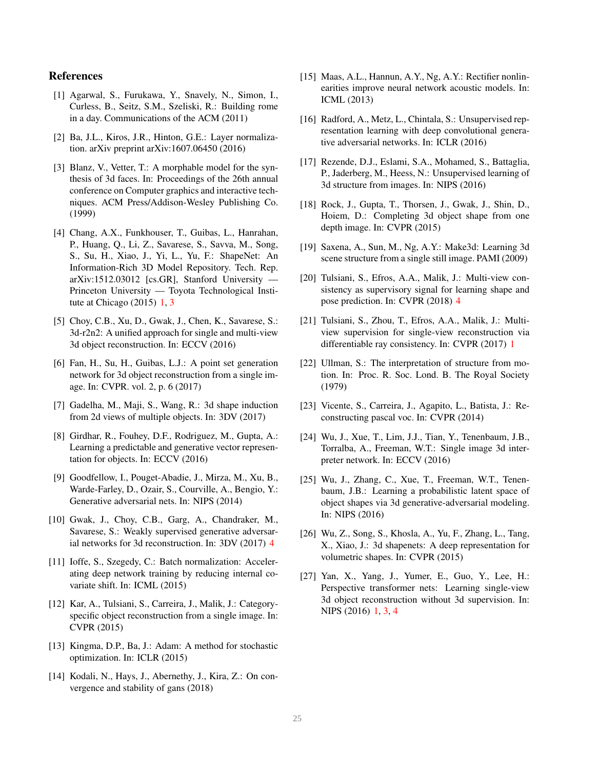## References

[1] Agarwal, S., Furukawa, Y., Snavely, N., Simon, I., Curless, B., Seitz, S.M., Szeliski, R.: Building rome in a day. Communications of the ACM (2011)

[2] Ba, J.L., Kiros, J.R., Hinton, G.E.: Layer normalization. arXiv preprint arXiv:1607.06450 (2016)

[3] Blanz, V., Vetter, T.: A morphable model for the synthesis of 3d faces. In: Proceedings of the 26th annual conference on Computer graphics and interactive techniques. ACM Press/Addison-Wesley Publishing Co. (1999)

[4] Chang, A.X., Funkhouser, T., Guibas, L., Hanrahan, P., Huang, Q., Li, Z., Savarese, S., Savva, M., Song, S., Su, H., Xiao, J., Yi, L., Yu, F.: ShapeNet: An Information-Rich 3D Model Repository. Tech. Rep. arXiv:1512.03012 [cs.GR], Stanford University — Princeton University — Toyota Technological Institute at Chicago (2015) 1, 3

[5] Choy, C.B., Xu, D., Gwak, J., Chen, K., Savarese, S.: 3d-r2n2: A unified approach for single and multi-view 3d object reconstruction. In: ECCV (2016)

[6] Fan, H., Su, H., Guibas, L.J.: A point set generation network for 3d object reconstruction from a single image. In: CVPR. vol. 2, p. 6 (2017)

[7] Gadelha, M., Maji, S., Wang, R.: 3d shape induction from 2d views of multiple objects. In: 3DV (2017)

[8] Girdhar, R., Fouhey, D.F., Rodriguez, M., Gupta, A.: Learning a predictable and generative vector representation for objects. In: ECCV (2016)

[9] Goodfellow, I., Pouget-Abadie, J., Mirza, M., Xu, B., Warde-Farley, D., Ozair, S., Courville, A., Bengio, Y.: Generative adversarial nets. In: NIPS (2014)

[10] Gwak, J., Choy, C.B., Garg, A., Chandraker, M., Savarese, S.: Weakly supervised generative adversarial networks for 3d reconstruction. In: 3DV (2017) 4

[11] Ioffe, S., Szegedy, C.: Batch normalization: Accelerating deep network training by reducing internal covariate shift. In: ICML (2015)

[12] Kar, A., Tulsiani, S., Carreira, J., Malik, J.: Category-specific object reconstruction from a single image. In: CVPR (2015)

[13] Kingma, D.P., Ba, J.: Adam: A method for stochastic optimization. In: ICLR (2015)

[14] Kodali, N., Hays, J., Abernethy, J., Kira, Z.: On convergence and stability of gans (2018)

[15] Maas, A.L., Hannun, A.Y., Ng, A.Y.: Rectifier nonlinearities improve neural network acoustic models. In: ICML (2013)

[16] Radford, A., Metz, L., Chintala, S.: Unsupervised representation learning with deep convolutional generative adversarial networks. In: ICLR (2016)

[17] Rezende, D.J., Eslami, S.A., Mohamed, S., Battaglia, P., Jaderberg, M., Heess, N.: Unsupervised learning of 3d structure from images. In: NIPS (2016)

[18] Rock, J., Gupta, T., Thorsen, J., Gwak, J., Shin, D., Hoiem, D.: Completing 3d object shape from one depth image. In: CVPR (2015)

[19] Saxena, A., Sun, M., Ng, A.Y.: Make3d: Learning 3d scene structure from a single still image. PAMI (2009)

[20] Tulsiani, S., Efros, A.A., Malik, J.: Multi-view consistency as supervisory signal for learning shape and pose prediction. In: CVPR (2018) 4

[21] Tulsiani, S., Zhou, T., Efros, A.A., Malik, J.: Multi-view supervision for single-view reconstruction via differentiable ray consistency. In: CVPR (2017) 1

[22] Ullman, S.: The interpretation of structure from motion. In: Proc. R. Soc. Lond. B. The Royal Society (1979)

[23] Vicente, S., Carreira, J., Agapito, L., Batista, J.: Reconstructing pascal voc. In: CVPR (2014)

[24] Wu, J., Xue, T., Lim, J.J., Tian, Y., Tenenbaum, J.B., Torralba, A., Freeman, W.T.: Single image 3d interpreter network. In: ECCV (2016)

[25] Wu, J., Zhang, C., Xue, T., Freeman, W.T., Tenenbaum, J.B.: Learning a probabilistic latent space of object shapes via 3d generative-adversarial modeling. In: NIPS (2016)

[26] Wu, Z., Song, S., Khosla, A., Yu, F., Zhang, L., Tang, X., Xiao, J.: 3d shapenets: A deep representation for volumetric shapes. In: CVPR (2015)

[27] Yan, X., Yang, J., Yumer, E., Guo, Y., Lee, H.: Perspective transformer nets: Learning single-view 3d object reconstruction without 3d supervision. In: NIPS (2016) 1, 3, 4